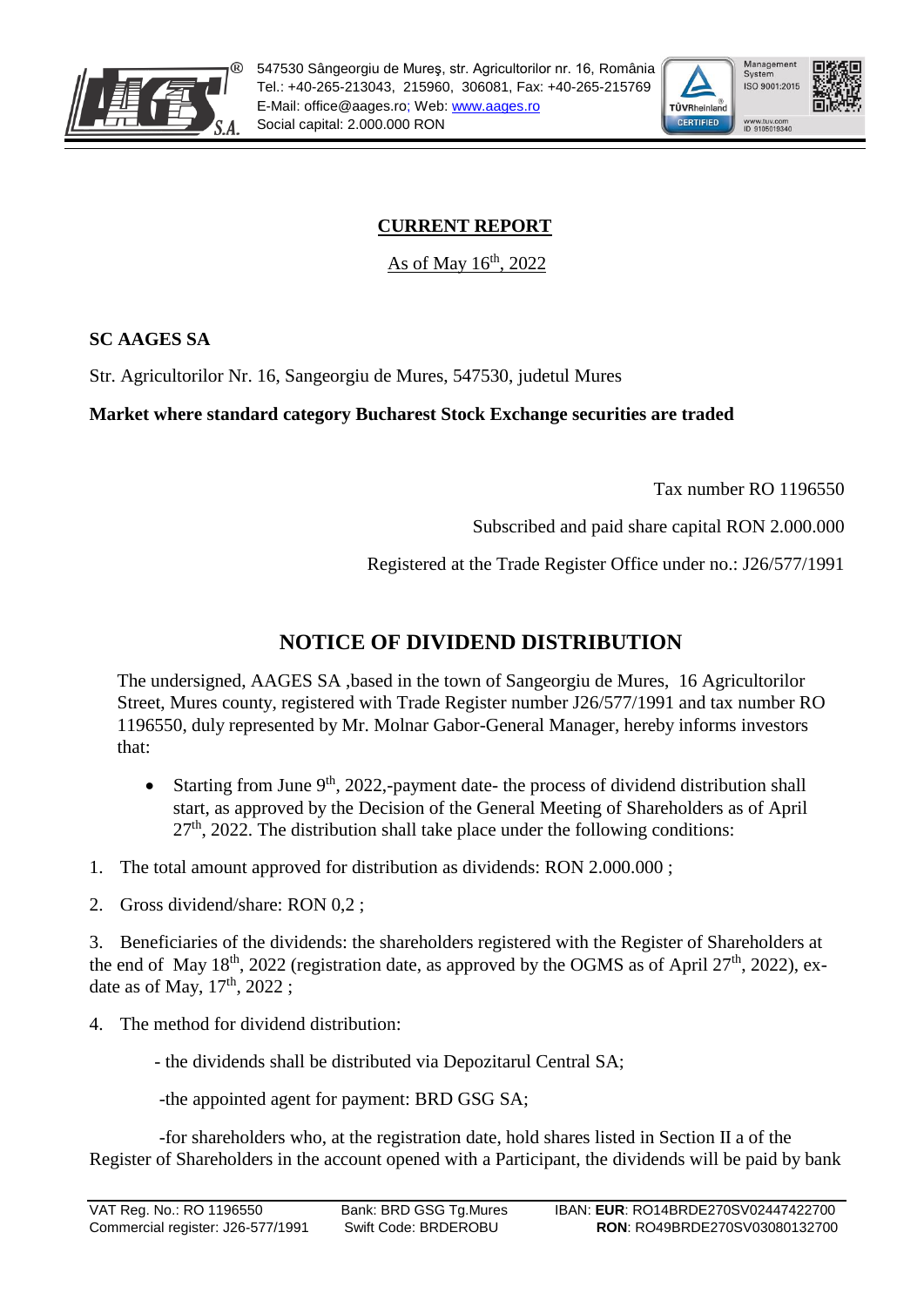**CURRENT REPORT**

As of May 16th, 2022

**SC AAGES SA**

Str. Agricultorilor Nr. 16, Sangeorgiu de Mures, 547530, judetul Mures

**Market where standard category Bucharest Stock Exchange securities are traded**

Tax number RO 1196550

Subscribed and paid share capital RON 2.000.000

Registered at the Trade Register Office under no.: J26/577/1991

## NOTICE OF DIVIDEND DISTRIBUTION

The undersigned, AAGES SA ,based in the town of Sangeorgiu de Mures, 16 Agricultorilor Street, Mures county, registered with Trade Register number J26/577/1991 and tax number RO 1196550, duly represented by Mr. Molnar Gabor-General Manager, hereby informs investors that:

- Starting from June 9th, 2022,-payment date- the process of dividend distribution shall start, as approved by the Decision of the General Meeting of Shareholders as of April 27th, 2022. The distribution shall take place under the following conditions:

1. The total amount approved for distribution as dividends: RON 2.000.000 ;
2. Gross dividend/share: RON 0,2 ;
3. Beneficiaries of the dividends: the shareholders registered with the Register of Shareholders at the end of May 18th, 2022 (registration date, as approved by the OGMS as of April 27th, 2022), ex-date as of May, 17th, 2022 ;
4. The method for dividend distribution:

- the dividends shall be distributed via Depozitarul Central SA;

-the appointed agent for payment: BRD GSG SA;

-for shareholders who, at the registration date, hold shares listed in Section II a of the Register of Shareholders in the account opened with a Participant, the dividends will be paid by bank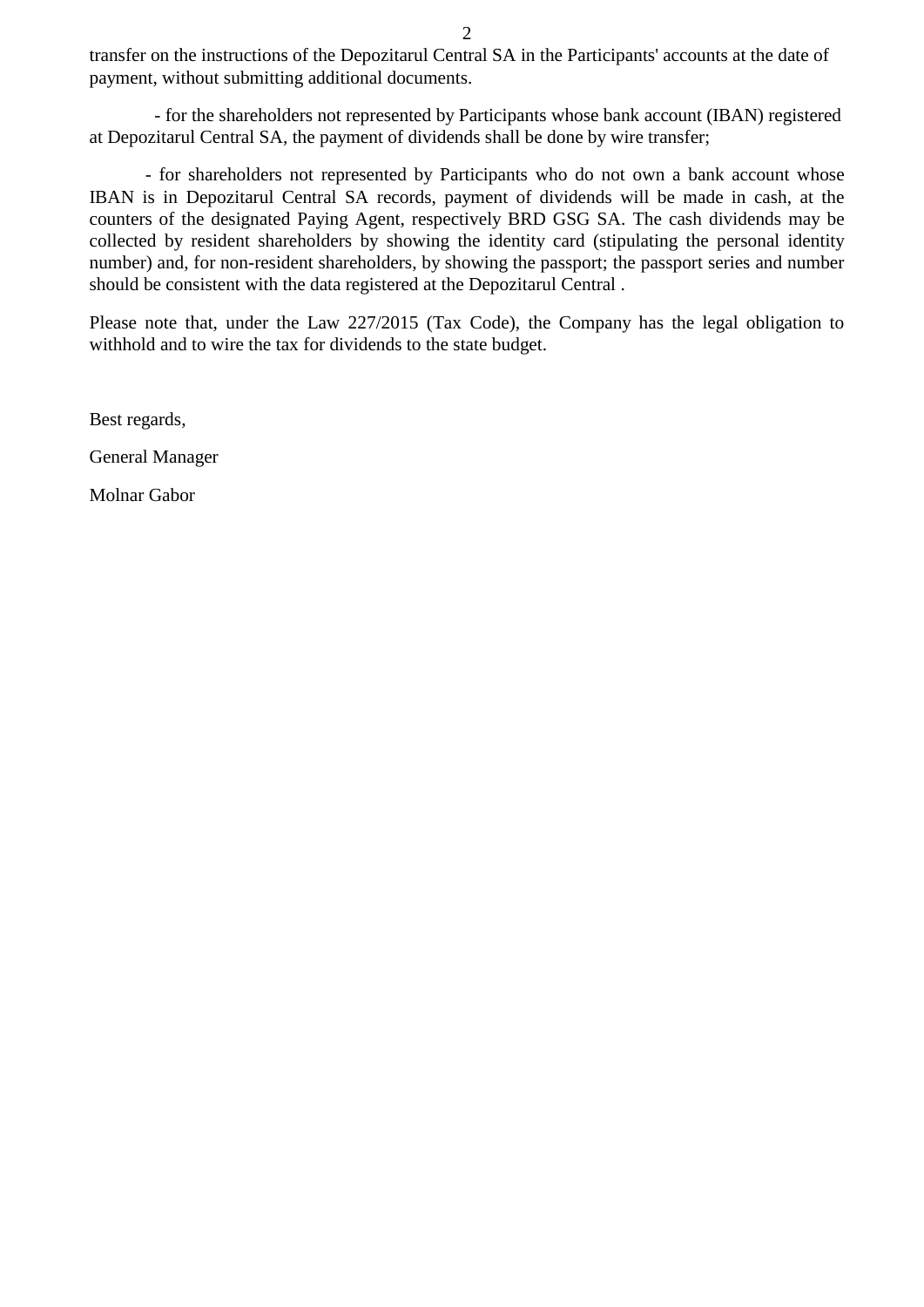transfer on the instructions of the Depozitarul Central SA in the Participants' accounts at the date of payment, without submitting additional documents.

- for the shareholders not represented by Participants whose bank account (IBAN) registered at Depozitarul Central SA, the payment of dividends shall be done by wire transfer;

- for shareholders not represented by Participants who do not own a bank account whose IBAN is in Depozitarul Central SA records, payment of dividends will be made in cash, at the counters of the designated Paying Agent, respectively BRD GSG SA. The cash dividends may be collected by resident shareholders by showing the identity card (stipulating the personal identity number) and, for non-resident shareholders, by showing the passport; the passport series and number should be consistent with the data registered at the Depozitarul Central .

Please note that, under the Law 227/2015 (Tax Code), the Company has the legal obligation to withhold and to wire the tax for dividends to the state budget.

Best regards,

General Manager

Molnar Gabor